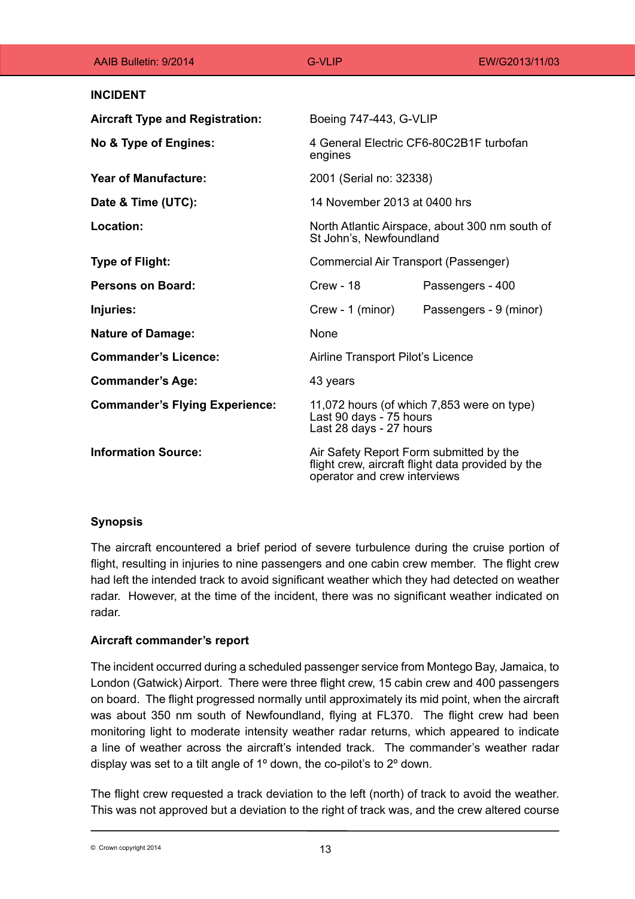## INCIDENT

| | | |
|---|---|---|
| **Aircraft Type and Registration:** | Boeing 747-443, G-VLIP | |
| **No & Type of Engines:** | 4 General Electric CF6-80C2B1F turbofan engines | |
| **Year of Manufacture:** | 2001 (Serial no: 32338) | |
| **Date & Time (UTC):** | 14 November 2013 at 0400 hrs | |
| **Location:** | North Atlantic Airspace, about 300 nm south of St John's, Newfoundland | |
| **Type of Flight:** | Commercial Air Transport (Passenger) | |
| **Persons on Board:** | Crew - 18 | Passengers - 400 |
| **Injuries:** | Crew - 1 (minor) | Passengers - 9 (minor) |
| **Nature of Damage:** | None | |
| **Commander's Licence:** | Airline Transport Pilot's Licence | |
| **Commander's Age:** | 43 years | |
| **Commander's Flying Experience:** | 11,072 hours (of which 7,853 were on type)<br>Last 90 days - 75 hours<br>Last 28 days - 27 hours | |
| **Information Source:** | Air Safety Report Form submitted by the flight crew, aircraft flight data provided by the operator and crew interviews | |

### Synopsis

The aircraft encountered a brief period of severe turbulence during the cruise portion of flight, resulting in injuries to nine passengers and one cabin crew member. The flight crew had left the intended track to avoid significant weather which they had detected on weather radar. However, at the time of the incident, there was no significant weather indicated on radar.

### Aircraft commander's report

The incident occurred during a scheduled passenger service from Montego Bay, Jamaica, to London (Gatwick) Airport. There were three flight crew, 15 cabin crew and 400 passengers on board. The flight progressed normally until approximately its mid point, when the aircraft was about 350 nm south of Newfoundland, flying at FL370. The flight crew had been monitoring light to moderate intensity weather radar returns, which appeared to indicate a line of weather across the aircraft's intended track. The commander's weather radar display was set to a tilt angle of 1º down, the co-pilot's to 2º down.

The flight crew requested a track deviation to the left (north) of track to avoid the weather. This was not approved but a deviation to the right of track was, and the crew altered course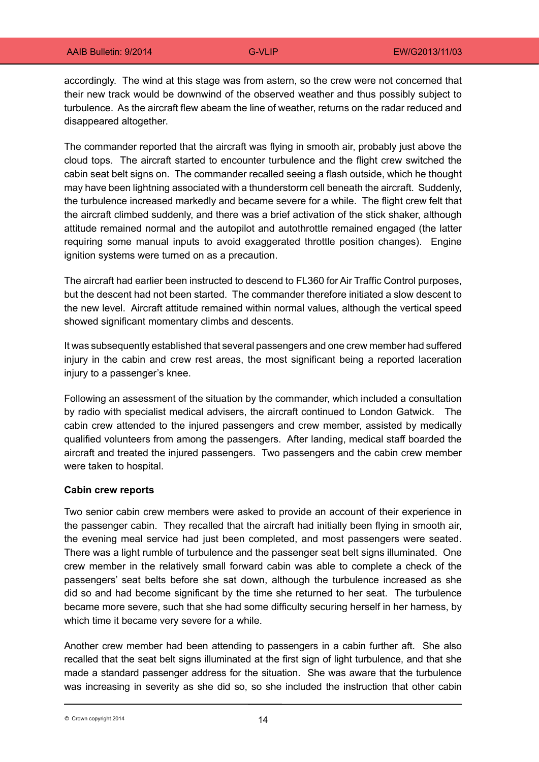accordingly. The wind at this stage was from astern, so the crew were not concerned that their new track would be downwind of the observed weather and thus possibly subject to turbulence. As the aircraft flew abeam the line of weather, returns on the radar reduced and disappeared altogether.

The commander reported that the aircraft was flying in smooth air, probably just above the cloud tops. The aircraft started to encounter turbulence and the flight crew switched the cabin seat belt signs on. The commander recalled seeing a flash outside, which he thought may have been lightning associated with a thunderstorm cell beneath the aircraft. Suddenly, the turbulence increased markedly and became severe for a while. The flight crew felt that the aircraft climbed suddenly, and there was a brief activation of the stick shaker, although attitude remained normal and the autopilot and autothrottle remained engaged (the latter requiring some manual inputs to avoid exaggerated throttle position changes). Engine ignition systems were turned on as a precaution.

The aircraft had earlier been instructed to descend to FL360 for Air Traffic Control purposes, but the descent had not been started. The commander therefore initiated a slow descent to the new level. Aircraft attitude remained within normal values, although the vertical speed showed significant momentary climbs and descents.

It was subsequently established that several passengers and one crew member had suffered injury in the cabin and crew rest areas, the most significant being a reported laceration injury to a passenger's knee.

Following an assessment of the situation by the commander, which included a consultation by radio with specialist medical advisers, the aircraft continued to London Gatwick. The cabin crew attended to the injured passengers and crew member, assisted by medically qualified volunteers from among the passengers. After landing, medical staff boarded the aircraft and treated the injured passengers. Two passengers and the cabin crew member were taken to hospital.

**Cabin crew reports**

Two senior cabin crew members were asked to provide an account of their experience in the passenger cabin. They recalled that the aircraft had initially been flying in smooth air, the evening meal service had just been completed, and most passengers were seated. There was a light rumble of turbulence and the passenger seat belt signs illuminated. One crew member in the relatively small forward cabin was able to complete a check of the passengers' seat belts before she sat down, although the turbulence increased as she did so and had become significant by the time she returned to her seat. The turbulence became more severe, such that she had some difficulty securing herself in her harness, by which time it became very severe for a while.

Another crew member had been attending to passengers in a cabin further aft. She also recalled that the seat belt signs illuminated at the first sign of light turbulence, and that she made a standard passenger address for the situation. She was aware that the turbulence was increasing in severity as she did so, so she included the instruction that other cabin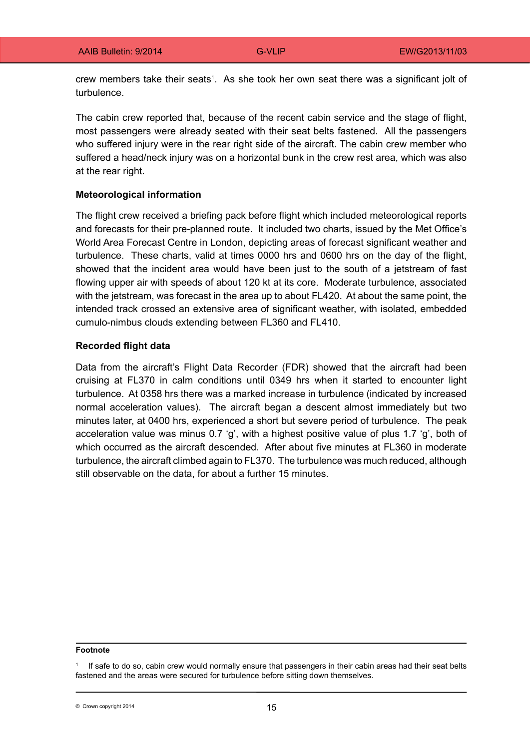crew members take their seats[1]. As she took her own seat there was a significant jolt of turbulence.

The cabin crew reported that, because of the recent cabin service and the stage of flight, most passengers were already seated with their seat belts fastened. All the passengers who suffered injury were in the rear right side of the aircraft. The cabin crew member who suffered a head/neck injury was on a horizontal bunk in the crew rest area, which was also at the rear right.

**Meteorological information**

The flight crew received a briefing pack before flight which included meteorological reports and forecasts for their pre-planned route. It included two charts, issued by the Met Office's World Area Forecast Centre in London, depicting areas of forecast significant weather and turbulence. These charts, valid at times 0000 hrs and 0600 hrs on the day of the flight, showed that the incident area would have been just to the south of a jetstream of fast flowing upper air with speeds of about 120 kt at its core. Moderate turbulence, associated with the jetstream, was forecast in the area up to about FL420. At about the same point, the intended track crossed an extensive area of significant weather, with isolated, embedded cumulo-nimbus clouds extending between FL360 and FL410.

**Recorded flight data**

Data from the aircraft's Flight Data Recorder (FDR) showed that the aircraft had been cruising at FL370 in calm conditions until 0349 hrs when it started to encounter light turbulence. At 0358 hrs there was a marked increase in turbulence (indicated by increased normal acceleration values). The aircraft began a descent almost immediately but two minutes later, at 0400 hrs, experienced a short but severe period of turbulence. The peak acceleration value was minus 0.7 'g', with a highest positive value of plus 1.7 'g', both of which occurred as the aircraft descended. After about five minutes at FL360 in moderate turbulence, the aircraft climbed again to FL370. The turbulence was much reduced, although still observable on the data, for about a further 15 minutes.

**Footnote**

[1] If safe to do so, cabin crew would normally ensure that passengers in their cabin areas had their seat belts fastened and the areas were secured for turbulence before sitting down themselves.